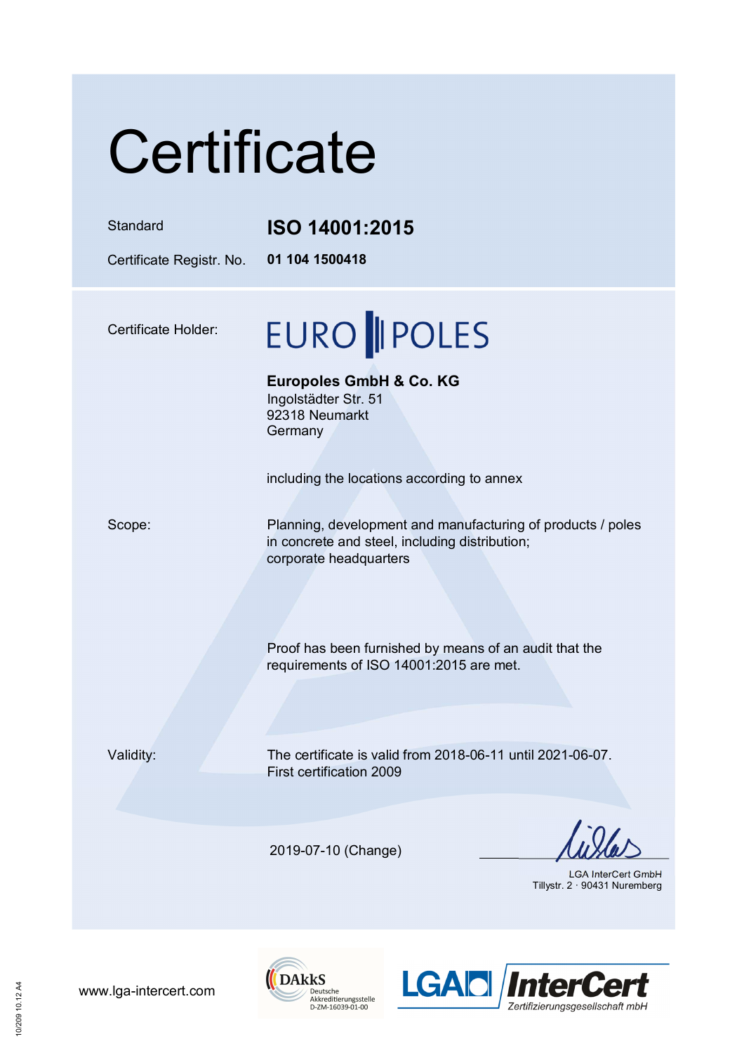# Certificate

| | |
|---|---|
| Standard | **ISO 14001:2015** |
| Certificate Registr. No. | **01 104 1500418** |

Certificate Holder:

EURO POLES

**Europoles GmbH & Co. KG**
Ingolstädter Str. 51
92318 Neumarkt
Germany

including the locations according to annex

Scope:

Planning, development and manufacturing of products / poles in concrete and steel, including distribution;
corporate headquarters

Proof has been furnished by means of an audit that the requirements of ISO 14001:2015 are met.

Validity:

The certificate is valid from 2018-06-11 until 2021-06-07.
First certification 2009

2019-07-10 (Change)

LGA InterCert GmbH
Tillystr. 2 · 90431 Nuremberg

www.lga-intercert.com

DAkkS Deutsche Akkreditierungsstelle D-ZM-16039-01-00

LGA InterCert Zertifizierungsgesellschaft mbH

10/209 10.12 A4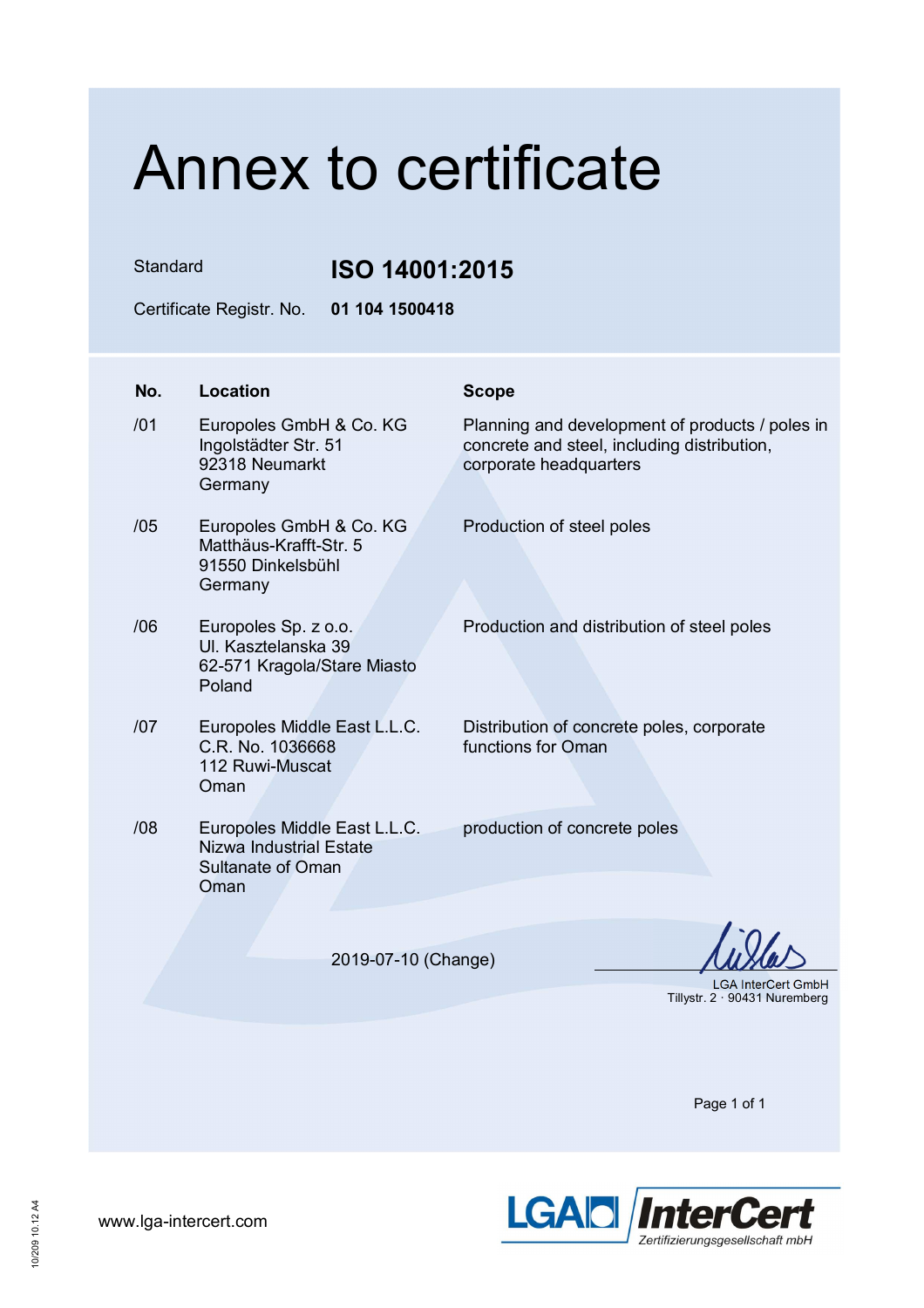# Annex to certificate

Standard **ISO 14001:2015**

Certificate Registr. No. **01 104 1500418**

| No. | Location | Scope |
|---|---|---|
| /01 | Europoles GmbH & Co. KG<br>Ingolstädter Str. 51<br>92318 Neumarkt<br>Germany | Planning and development of products / poles in concrete and steel, including distribution, corporate headquarters |
| /05 | Europoles GmbH & Co. KG<br>Matthäus-Krafft-Str. 5<br>91550 Dinkelsbühl<br>Germany | Production of steel poles |
| /06 | Europoles Sp. z o.o.<br>Ul. Kasztelanska 39<br>62-571 Kragola/Stare Miasto<br>Poland | Production and distribution of steel poles |
| /07 | Europoles Middle East L.L.C.<br>C.R. No. 1036668<br>112 Ruwi-Muscat<br>Oman | Distribution of concrete poles, corporate functions for Oman |
| /08 | Europoles Middle East L.L.C.<br>Nizwa Industrial Estate<br>Sultanate of Oman<br>Oman | production of concrete poles |

2019-07-10 (Change)

LGA InterCert GmbH
Tillystr. 2 · 90431 Nuremberg

www.lga-intercert.com

LGA InterCert Zertifizierungsgesellschaft mbH

10/209 10.12 A4